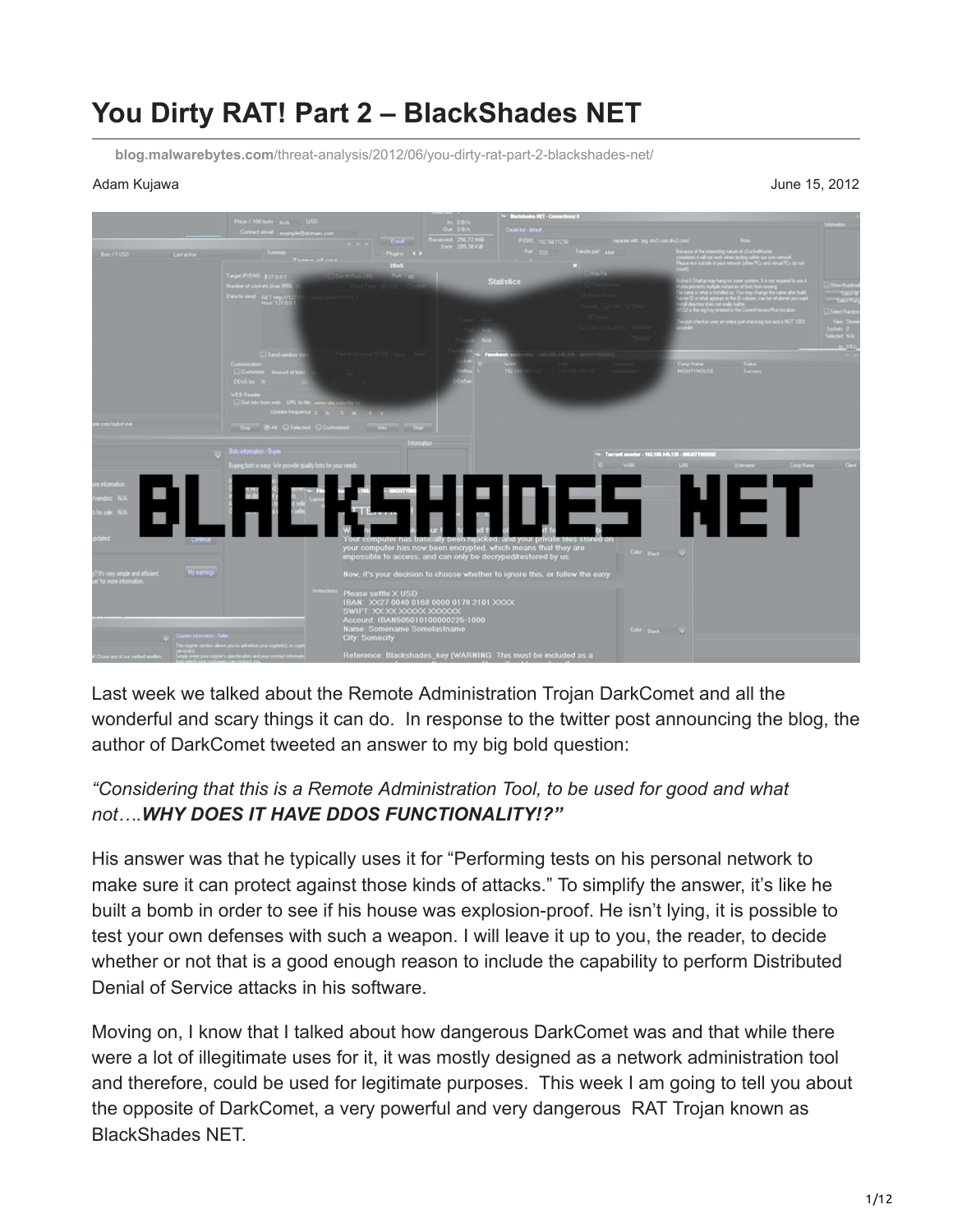# You Dirty RAT! Part 2 – BlackShades NET

blog.malwarebytes.com/threat-analysis/2012/06/you-dirty-rat-part-2-blackshades-net/

Adam Kujawa

June 15, 2012

Last week we talked about the Remote Administration Trojan DarkComet and all the wonderful and scary things it can do. In response to the twitter post announcing the blog, the author of DarkComet tweeted an answer to my big bold question:

*"Considering that this is a Remote Administration Tool, to be used for good and what not….**WHY DOES IT HAVE DDOS FUNCTIONALITY!?"***

His answer was that he typically uses it for "Performing tests on his personal network to make sure it can protect against those kinds of attacks." To simplify the answer, it's like he built a bomb in order to see if his house was explosion-proof. He isn't lying, it is possible to test your own defenses with such a weapon. I will leave it up to you, the reader, to decide whether or not that is a good enough reason to include the capability to perform Distributed Denial of Service attacks in his software.

Moving on, I know that I talked about how dangerous DarkComet was and that while there were a lot of illegitimate uses for it, it was mostly designed as a network administration tool and therefore, could be used for legitimate purposes. This week I am going to tell you about the opposite of DarkComet, a very powerful and very dangerous RAT Trojan known as BlackShades NET.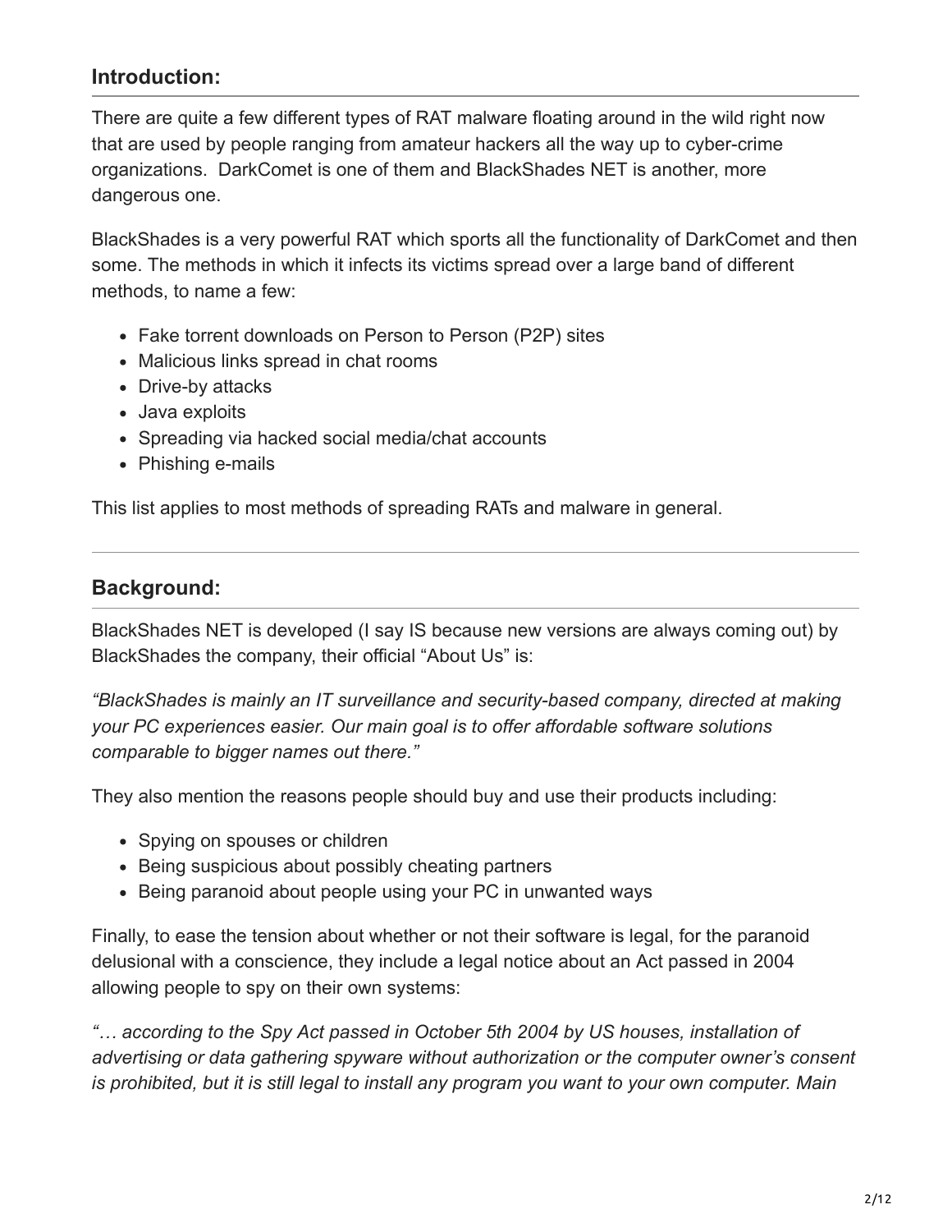## Introduction:

There are quite a few different types of RAT malware floating around in the wild right now that are used by people ranging from amateur hackers all the way up to cyber-crime organizations.  DarkComet is one of them and BlackShades NET is another, more dangerous one.

BlackShades is a very powerful RAT which sports all the functionality of DarkComet and then some. The methods in which it infects its victims spread over a large band of different methods, to name a few:

- Fake torrent downloads on Person to Person (P2P) sites
- Malicious links spread in chat rooms
- Drive-by attacks
- Java exploits
- Spreading via hacked social media/chat accounts
- Phishing e-mails

This list applies to most methods of spreading RATs and malware in general.

---

## Background:

BlackShades NET is developed (I say IS because new versions are always coming out) by BlackShades the company, their official "About Us" is:

*"BlackShades is mainly an IT surveillance and security-based company, directed at making your PC experiences easier. Our main goal is to offer affordable software solutions comparable to bigger names out there."*

They also mention the reasons people should buy and use their products including:

- Spying on spouses or children
- Being suspicious about possibly cheating partners
- Being paranoid about people using your PC in unwanted ways

Finally, to ease the tension about whether or not their software is legal, for the paranoid delusional with a conscience, they include a legal notice about an Act passed in 2004 allowing people to spy on their own systems:

*"… according to the Spy Act passed in October 5th 2004 by US houses, installation of advertising or data gathering spyware without authorization or the computer owner's consent is prohibited, but it is still legal to install any program you want to your own computer. Main*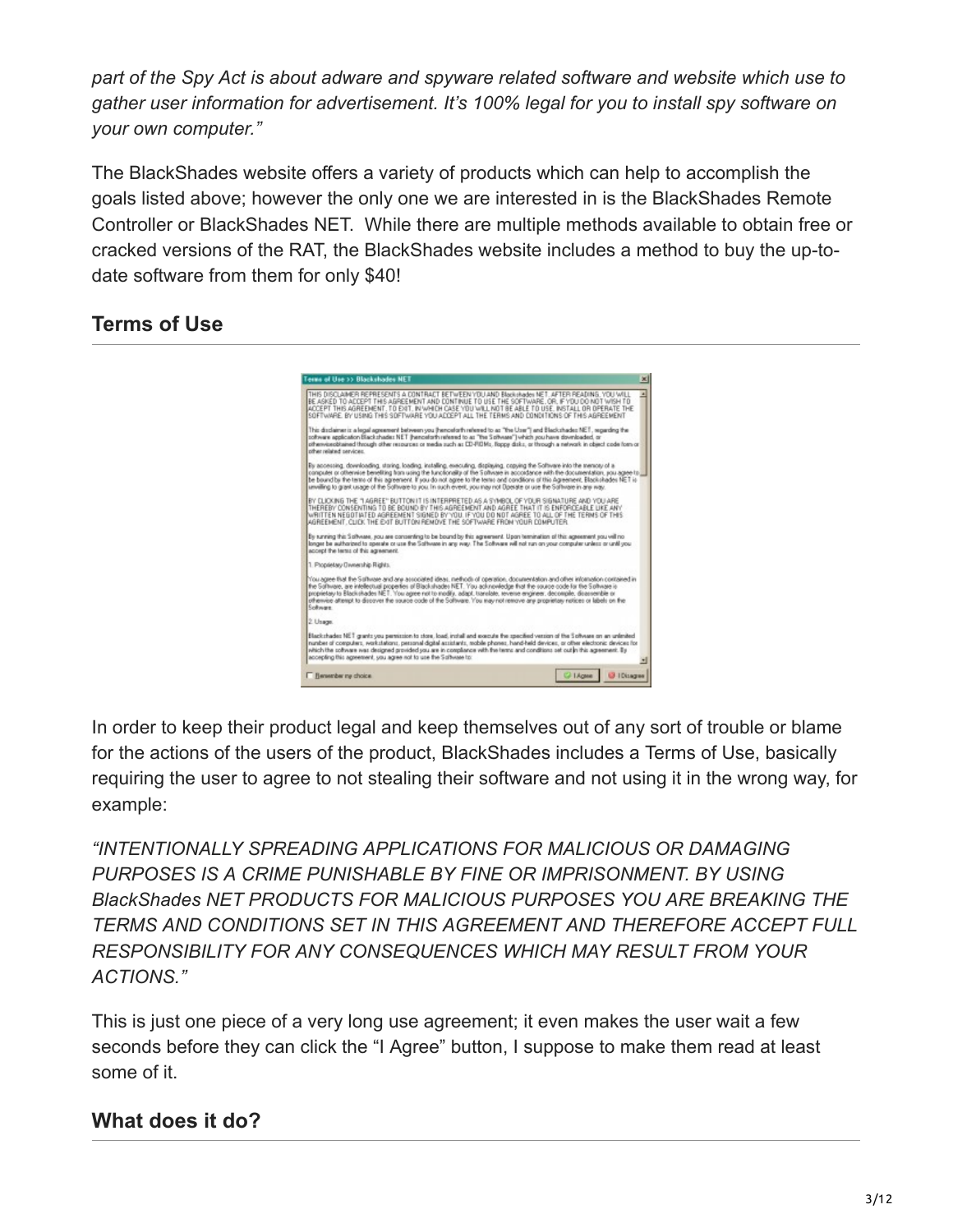*part of the Spy Act is about adware and spyware related software and website which use to gather user information for advertisement. It's 100% legal for you to install spy software on your own computer."*

The BlackShades website offers a variety of products which can help to accomplish the goals listed above; however the only one we are interested in is the BlackShades Remote Controller or BlackShades NET. While there are multiple methods available to obtain free or cracked versions of the RAT, the BlackShades website includes a method to buy the up-to-date software from them for only $40!

## Terms of Use

In order to keep their product legal and keep themselves out of any sort of trouble or blame for the actions of the users of the product, BlackShades includes a Terms of Use, basically requiring the user to agree to not stealing their software and not using it in the wrong way, for example:

*"INTENTIONALLY SPREADING APPLICATIONS FOR MALICIOUS OR DAMAGING PURPOSES IS A CRIME PUNISHABLE BY FINE OR IMPRISONMENT. BY USING BlackShades NET PRODUCTS FOR MALICIOUS PURPOSES YOU ARE BREAKING THE TERMS AND CONDITIONS SET IN THIS AGREEMENT AND THEREFORE ACCEPT FULL RESPONSIBILITY FOR ANY CONSEQUENCES WHICH MAY RESULT FROM YOUR ACTIONS."*

This is just one piece of a very long use agreement; it even makes the user wait a few seconds before they can click the "I Agree" button, I suppose to make them read at least some of it.

## What does it do?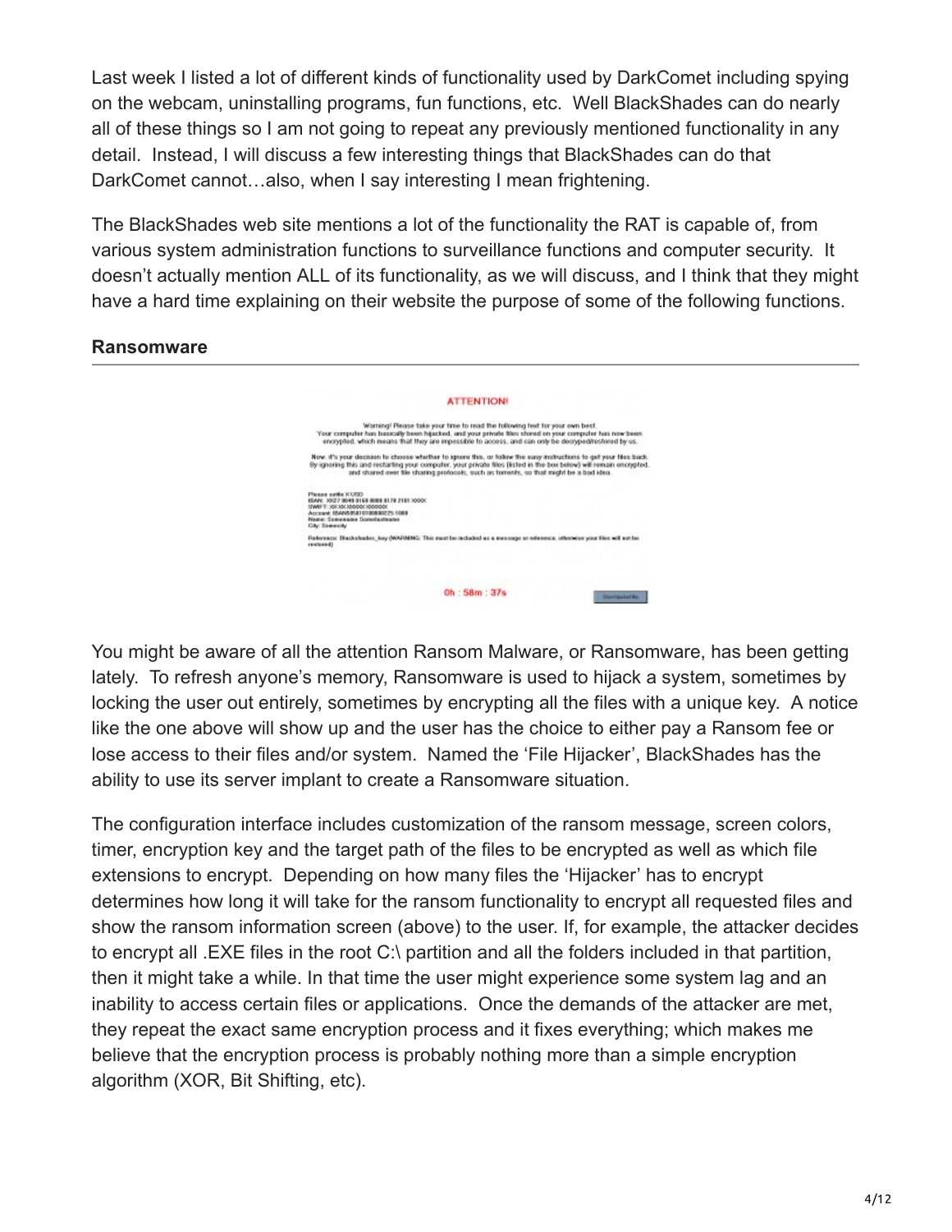Last week I listed a lot of different kinds of functionality used by DarkComet including spying on the webcam, uninstalling programs, fun functions, etc. Well BlackShades can do nearly all of these things so I am not going to repeat any previously mentioned functionality in any detail. Instead, I will discuss a few interesting things that BlackShades can do that DarkComet cannot…also, when I say interesting I mean frightening.

The BlackShades web site mentions a lot of the functionality the RAT is capable of, from various system administration functions to surveillance functions and computer security. It doesn't actually mention ALL of its functionality, as we will discuss, and I think that they might have a hard time explaining on their website the purpose of some of the following functions.

### Ransomware

You might be aware of all the attention Ransom Malware, or Ransomware, has been getting lately. To refresh anyone's memory, Ransomware is used to hijack a system, sometimes by locking the user out entirely, sometimes by encrypting all the files with a unique key. A notice like the one above will show up and the user has the choice to either pay a Ransom fee or lose access to their files and/or system. Named the 'File Hijacker', BlackShades has the ability to use its server implant to create a Ransomware situation.

The configuration interface includes customization of the ransom message, screen colors, timer, encryption key and the target path of the files to be encrypted as well as which file extensions to encrypt. Depending on how many files the 'Hijacker' has to encrypt determines how long it will take for the ransom functionality to encrypt all requested files and show the ransom information screen (above) to the user. If, for example, the attacker decides to encrypt all .EXE files in the root C:\ partition and all the folders included in that partition, then it might take a while. In that time the user might experience some system lag and an inability to access certain files or applications. Once the demands of the attacker are met, they repeat the exact same encryption process and it fixes everything; which makes me believe that the encryption process is probably nothing more than a simple encryption algorithm (XOR, Bit Shifting, etc).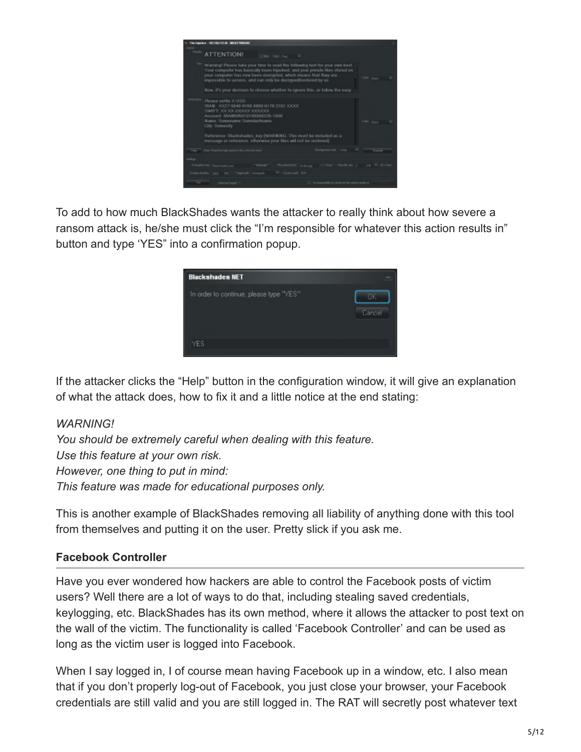To add to how much BlackShades wants the attacker to really think about how severe a ransom attack is, he/she must click the "I'm responsible for whatever this action results in" button and type 'YES" into a confirmation popup.

If the attacker clicks the "Help" button in the configuration window, it will give an explanation of what the attack does, how to fix it and a little notice at the end stating:

*WARNING!*
*You should be extremely careful when dealing with this feature.*
*Use this feature at your own risk.*
*However, one thing to put in mind:*
*This feature was made for educational purposes only.*

This is another example of BlackShades removing all liability of anything done with this tool from themselves and putting it on the user. Pretty slick if you ask me.

**Facebook Controller**

Have you ever wondered how hackers are able to control the Facebook posts of victim users? Well there are a lot of ways to do that, including stealing saved credentials, keylogging, etc. BlackShades has its own method, where it allows the attacker to post text on the wall of the victim. The functionality is called 'Facebook Controller' and can be used as long as the victim user is logged into Facebook.

When I say logged in, I of course mean having Facebook up in a window, etc. I also mean that if you don't properly log-out of Facebook, you just close your browser, your Facebook credentials are still valid and you are still logged in. The RAT will secretly post whatever text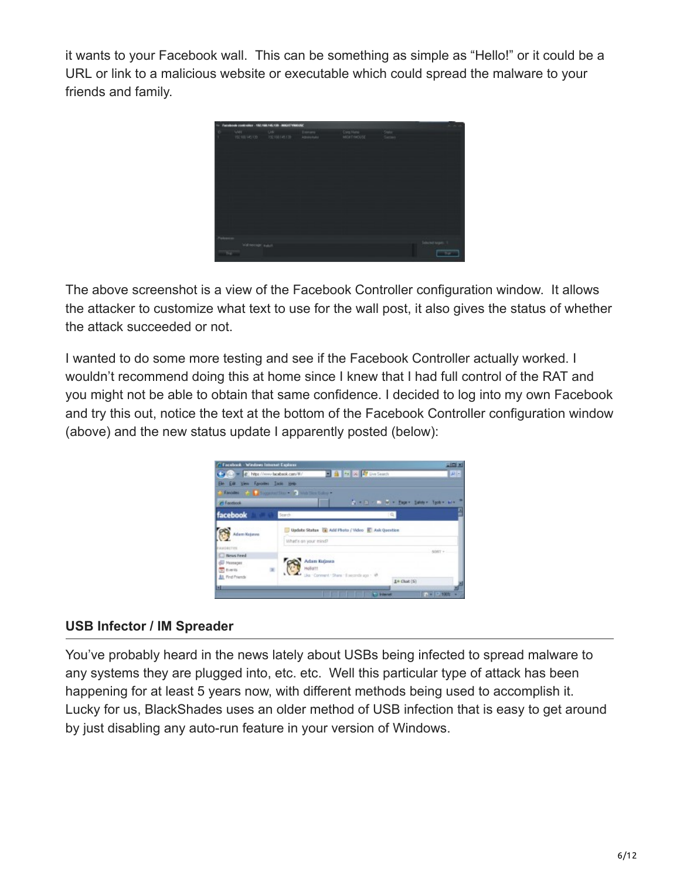it wants to your Facebook wall. This can be something as simple as “Hello!” or it could be a URL or link to a malicious website or executable which could spread the malware to your friends and family.

The above screenshot is a view of the Facebook Controller configuration window. It allows the attacker to customize what text to use for the wall post, it also gives the status of whether the attack succeeded or not.

I wanted to do some more testing and see if the Facebook Controller actually worked. I wouldn’t recommend doing this at home since I knew that I had full control of the RAT and you might not be able to obtain that same confidence. I decided to log into my own Facebook and try this out, notice the text at the bottom of the Facebook Controller configuration window (above) and the new status update I apparently posted (below):

### USB Infector / IM Spreader

You’ve probably heard in the news lately about USBs being infected to spread malware to any systems they are plugged into, etc. etc. Well this particular type of attack has been happening for at least 5 years now, with different methods being used to accomplish it. Lucky for us, BlackShades uses an older method of USB infection that is easy to get around by just disabling any auto-run feature in your version of Windows.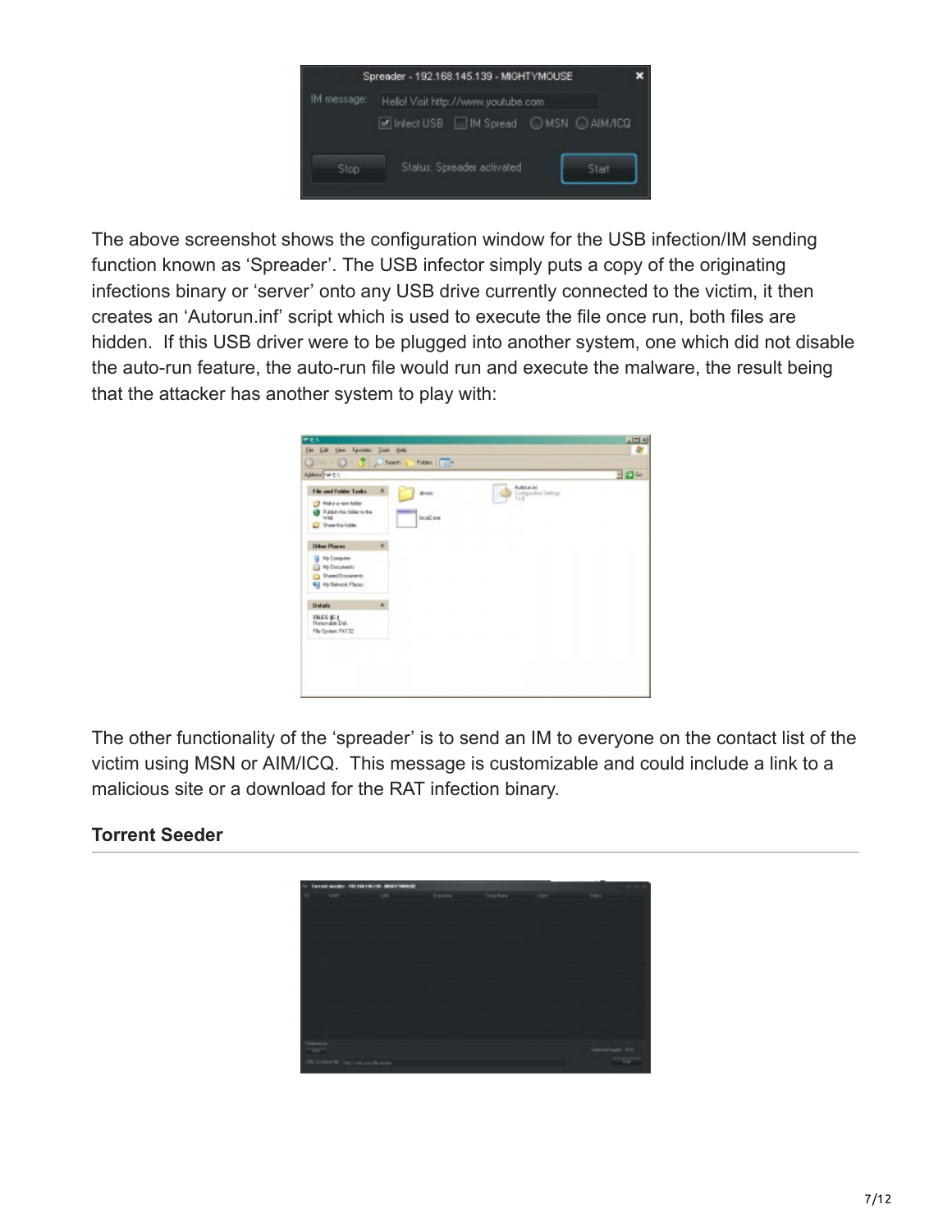The above screenshot shows the configuration window for the USB infection/IM sending function known as 'Spreader'. The USB infector simply puts a copy of the originating infections binary or 'server' onto any USB drive currently connected to the victim, it then creates an 'Autorun.inf' script which is used to execute the file once run, both files are hidden. If this USB driver were to be plugged into another system, one which did not disable the auto-run feature, the auto-run file would run and execute the malware, the result being that the attacker has another system to play with:

The other functionality of the 'spreader' is to send an IM to everyone on the contact list of the victim using MSN or AIM/ICQ. This message is customizable and could include a link to a malicious site or a download for the RAT infection binary.

**Torrent Seeder**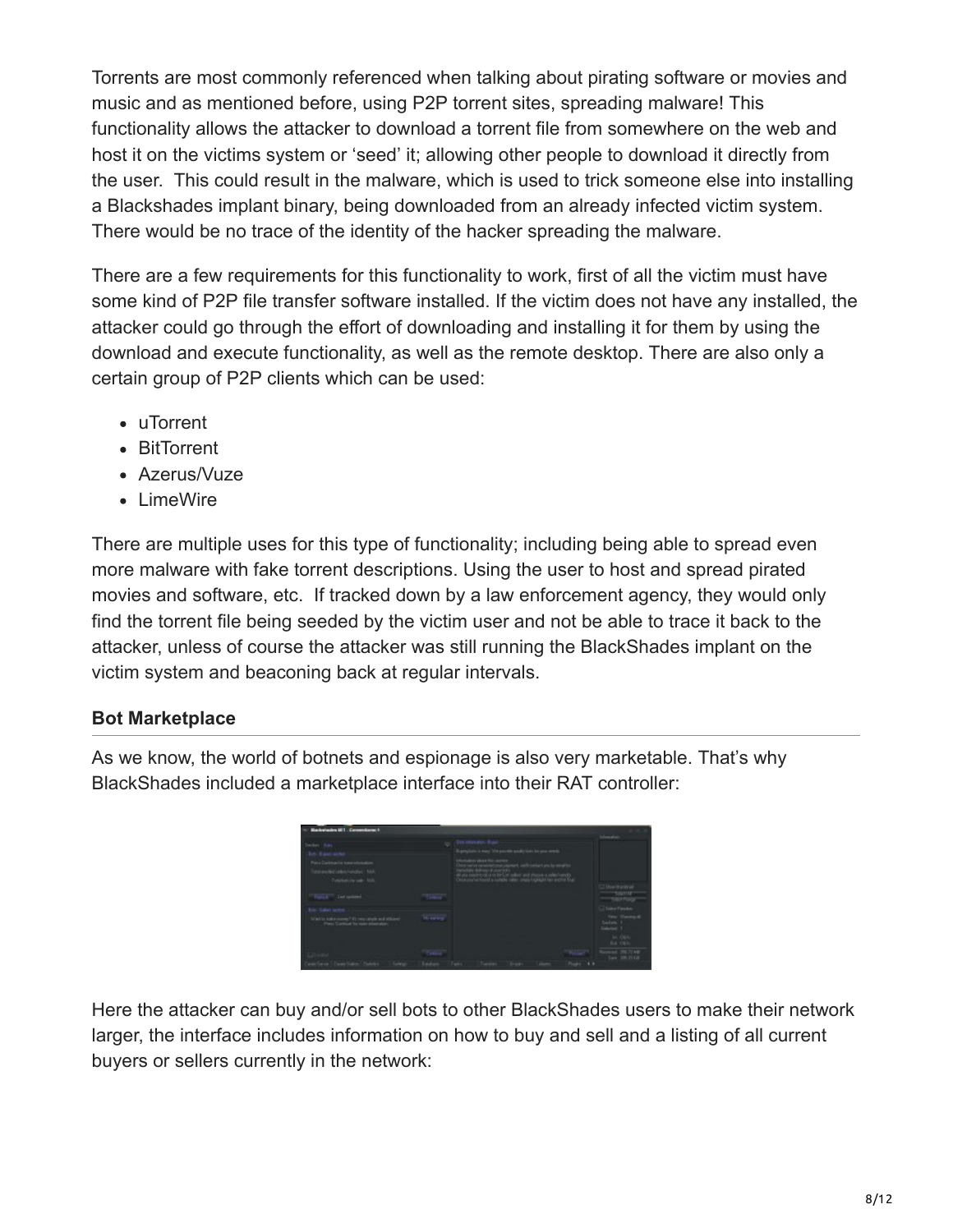Torrents are most commonly referenced when talking about pirating software or movies and music and as mentioned before, using P2P torrent sites, spreading malware! This functionality allows the attacker to download a torrent file from somewhere on the web and host it on the victims system or 'seed' it; allowing other people to download it directly from the user. This could result in the malware, which is used to trick someone else into installing a Blackshades implant binary, being downloaded from an already infected victim system. There would be no trace of the identity of the hacker spreading the malware.

There are a few requirements for this functionality to work, first of all the victim must have some kind of P2P file transfer software installed. If the victim does not have any installed, the attacker could go through the effort of downloading and installing it for them by using the download and execute functionality, as well as the remote desktop. There are also only a certain group of P2P clients which can be used:

- uTorrent
- BitTorrent
- Azerus/Vuze
- LimeWire

There are multiple uses for this type of functionality; including being able to spread even more malware with fake torrent descriptions. Using the user to host and spread pirated movies and software, etc. If tracked down by a law enforcement agency, they would only find the torrent file being seeded by the victim user and not be able to trace it back to the attacker, unless of course the attacker was still running the BlackShades implant on the victim system and beaconing back at regular intervals.

**Bot Marketplace**

As we know, the world of botnets and espionage is also very marketable. That's why BlackShades included a marketplace interface into their RAT controller:

Here the attacker can buy and/or sell bots to other BlackShades users to make their network larger, the interface includes information on how to buy and sell and a listing of all current buyers or sellers currently in the network: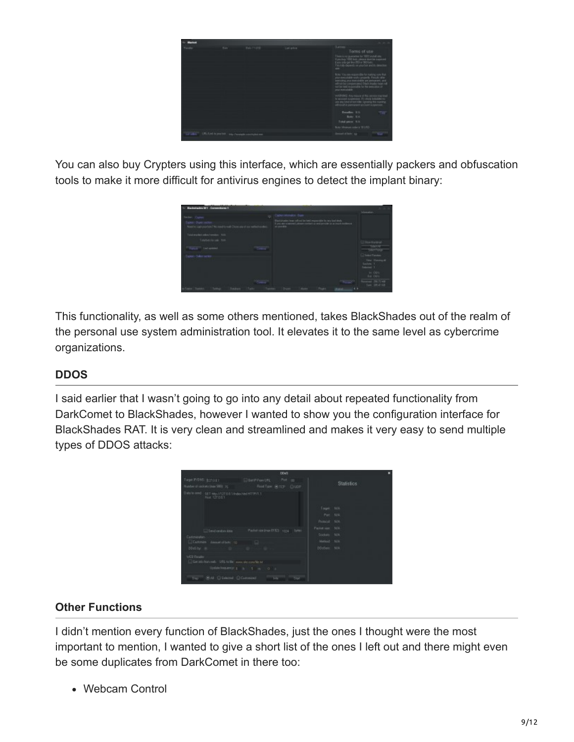You can also buy Crypters using this interface, which are essentially packers and obfuscation tools to make it more difficult for antivirus engines to detect the implant binary:

This functionality, as well as some others mentioned, takes BlackShades out of the realm of the personal use system administration tool. It elevates it to the same level as cybercrime organizations.

### DDOS

I said earlier that I wasn't going to go into any detail about repeated functionality from DarkComet to BlackShades, however I wanted to show you the configuration interface for BlackShades RAT. It is very clean and streamlined and makes it very easy to send multiple types of DDOS attacks:

### Other Functions

I didn't mention every function of BlackShades, just the ones I thought were the most important to mention, I wanted to give a short list of the ones I left out and there might even be some duplicates from DarkComet in there too:

- Webcam Control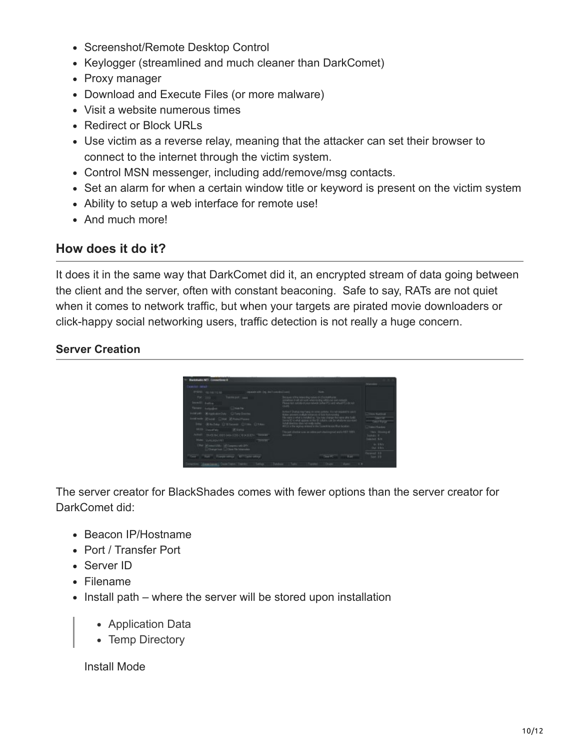- Screenshot/Remote Desktop Control
- Keylogger (streamlined and much cleaner than DarkComet)
- Proxy manager
- Download and Execute Files (or more malware)
- Visit a website numerous times
- Redirect or Block URLs
- Use victim as a reverse relay, meaning that the attacker can set their browser to connect to the internet through the victim system.
- Control MSN messenger, including add/remove/msg contacts.
- Set an alarm for when a certain window title or keyword is present on the victim system
- Ability to setup a web interface for remote use!
- And much more!

## How does it do it?

It does it in the same way that DarkComet did it, an encrypted stream of data going between the client and the server, often with constant beaconing. Safe to say, RATs are not quiet when it comes to network traffic, but when your targets are pirated movie downloaders or click-happy social networking users, traffic detection is not really a huge concern.

### Server Creation

The server creator for BlackShades comes with fewer options than the server creator for DarkComet did:

- Beacon IP/Hostname
- Port / Transfer Port
- Server ID
- Filename
- Install path – where the server will be stored upon installation

> - Application Data
> - Temp Directory

  Install Mode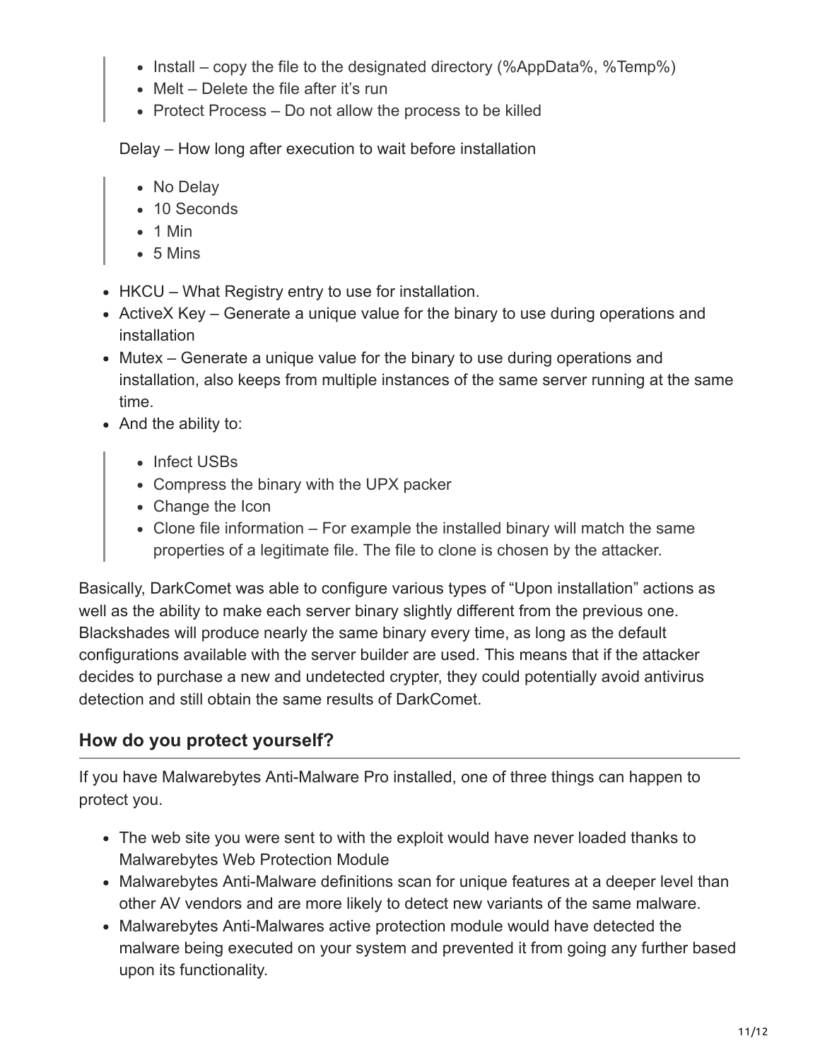- Install – copy the file to the designated directory (%AppData%, %Temp%)
  - Melt – Delete the file after it's run
  - Protect Process – Do not allow the process to be killed

  Delay – How long after execution to wait before installation

  - No Delay
  - 10 Seconds
  - 1 Min
  - 5 Mins

- HKCU – What Registry entry to use for installation.
- ActiveX Key – Generate a unique value for the binary to use during operations and installation
- Mutex – Generate a unique value for the binary to use during operations and installation, also keeps from multiple instances of the same server running at the same time.
- And the ability to:
  - Infect USBs
  - Compress the binary with the UPX packer
  - Change the Icon
  - Clone file information – For example the installed binary will match the same properties of a legitimate file. The file to clone is chosen by the attacker.

Basically, DarkComet was able to configure various types of "Upon installation" actions as well as the ability to make each server binary slightly different from the previous one. Blackshades will produce nearly the same binary every time, as long as the default configurations available with the server builder are used. This means that if the attacker decides to purchase a new and undetected crypter, they could potentially avoid antivirus detection and still obtain the same results of DarkComet.

## How do you protect yourself?

If you have Malwarebytes Anti-Malware Pro installed, one of three things can happen to protect you.

- The web site you were sent to with the exploit would have never loaded thanks to Malwarebytes Web Protection Module
- Malwarebytes Anti-Malware definitions scan for unique features at a deeper level than other AV vendors and are more likely to detect new variants of the same malware.
- Malwarebytes Anti-Malwares active protection module would have detected the malware being executed on your system and prevented it from going any further based upon its functionality.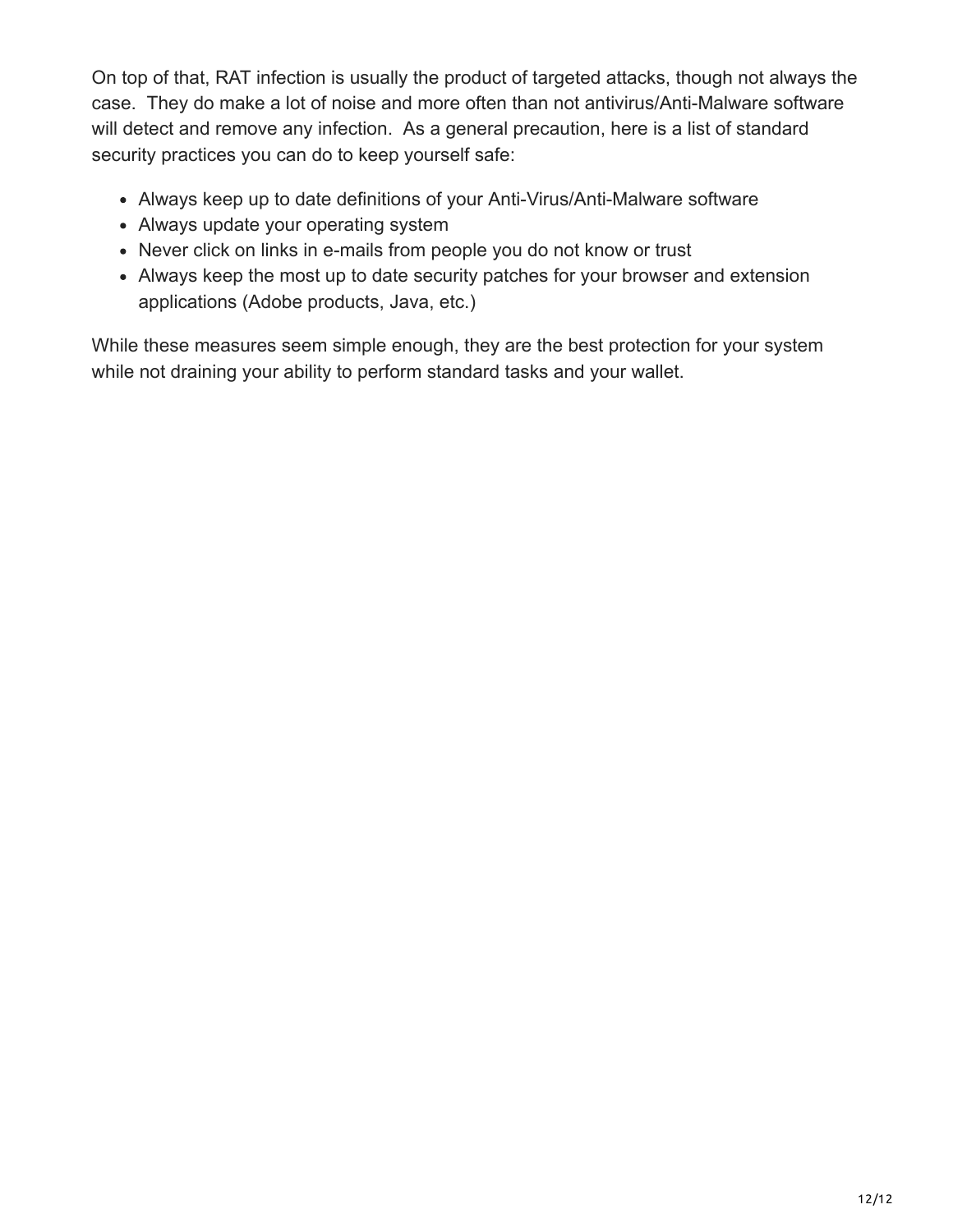On top of that, RAT infection is usually the product of targeted attacks, though not always the case. They do make a lot of noise and more often than not antivirus/Anti-Malware software will detect and remove any infection. As a general precaution, here is a list of standard security practices you can do to keep yourself safe:

- Always keep up to date definitions of your Anti-Virus/Anti-Malware software
- Always update your operating system
- Never click on links in e-mails from people you do not know or trust
- Always keep the most up to date security patches for your browser and extension applications (Adobe products, Java, etc.)

While these measures seem simple enough, they are the best protection for your system while not draining your ability to perform standard tasks and your wallet.